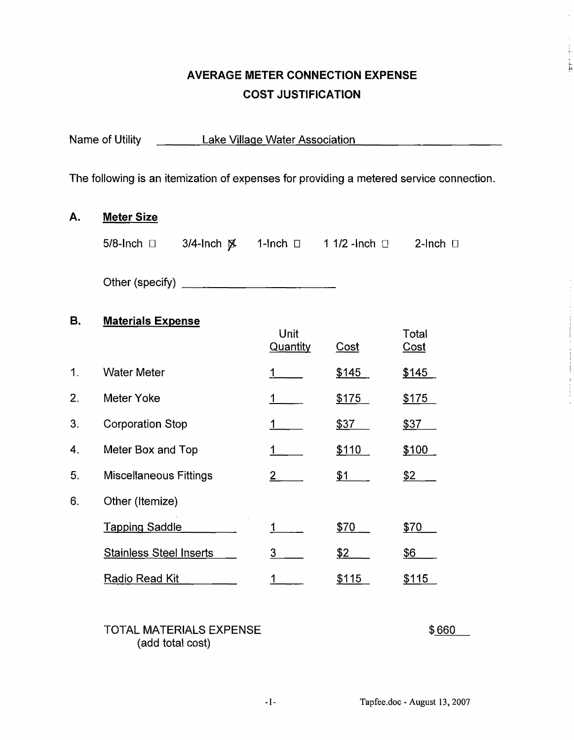# AVERAGE METER CONNECTION EXPENSE
## COST JUSTIFICATION

Name of Utility: Lake Village Water Association

The following is an itemization of expenses for providing a metered service connection.

**A. Meter Size**

5/8-Inch ☐ 3/4-Inch ☒ 1-Inch ☐ 1 1/2 -Inch ☐ 2-Inch ☐

Other (specify) ______________________

**B. Materials Expense**

| | | Unit Quantity | Cost | Total Cost |
|---|---|---|---|---|
| 1. | Water Meter | 1 | $145 | $145 |
| 2. | Meter Yoke | 1 | $175 | $175 |
| 3. | Corporation Stop | 1 | $37 | $37 |
| 4. | Meter Box and Top | 1 | $110 | $100 |
| 5. | Miscellaneous Fittings | 2 | $1 | $2 |
| 6. | Other (Itemize) | | | |
| | Tapping Saddle | 1 | $70 | $70 |
| | Stainless Steel Inserts | 3 | $2 | $6 |
| | Radio Read Kit | 1 | $115 | $115 |

TOTAL MATERIALS EXPENSE (add total cost) $660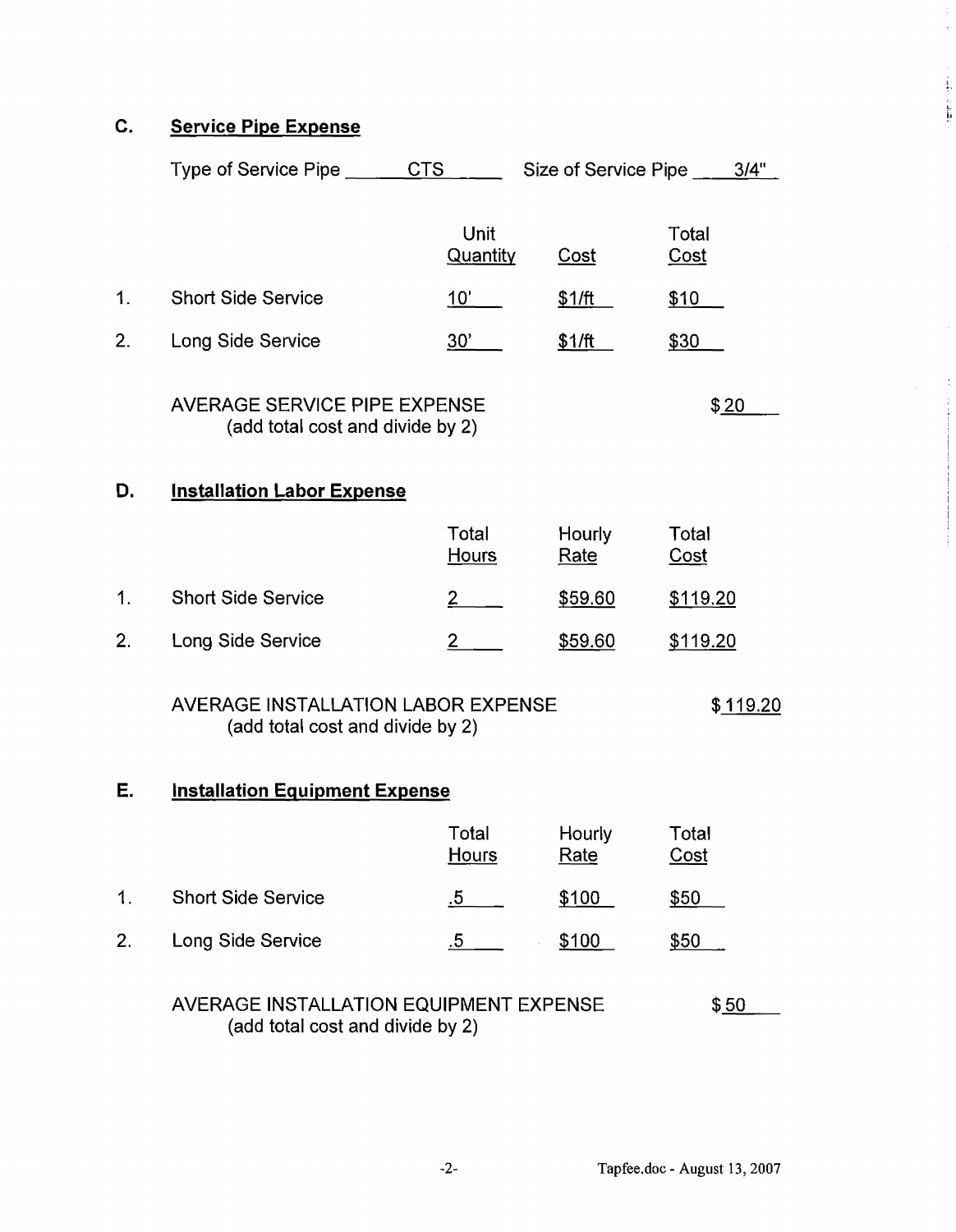## C. Service Pipe Expense

Type of Service Pipe CTS Size of Service Pipe 3/4"

| | | Unit Quantity | Cost | Total Cost |
|---|---|---|---|---|
| 1. | Short Side Service | 10' | $1/ft | $10 |
| 2. | Long Side Service | 30' | $1/ft | $30 |

AVERAGE SERVICE PIPE EXPENSE (add total cost and divide by 2) $20

## D. Installation Labor Expense

| | | Total Hours | Hourly Rate | Total Cost |
|---|---|---|---|---|
| 1. | Short Side Service | 2 | $59.60 | $119.20 |
| 2. | Long Side Service | 2 | $59.60 | $119.20 |

AVERAGE INSTALLATION LABOR EXPENSE (add total cost and divide by 2) $119.20

## E. Installation Equipment Expense

| | | Total Hours | Hourly Rate | Total Cost |
|---|---|---|---|---|
| 1. | Short Side Service | .5 | $100 | $50 |
| 2. | Long Side Service | .5 | $100 | $50 |

AVERAGE INSTALLATION EQUIPMENT EXPENSE (add total cost and divide by 2) $50

Tapfee.doc - August 13, 2007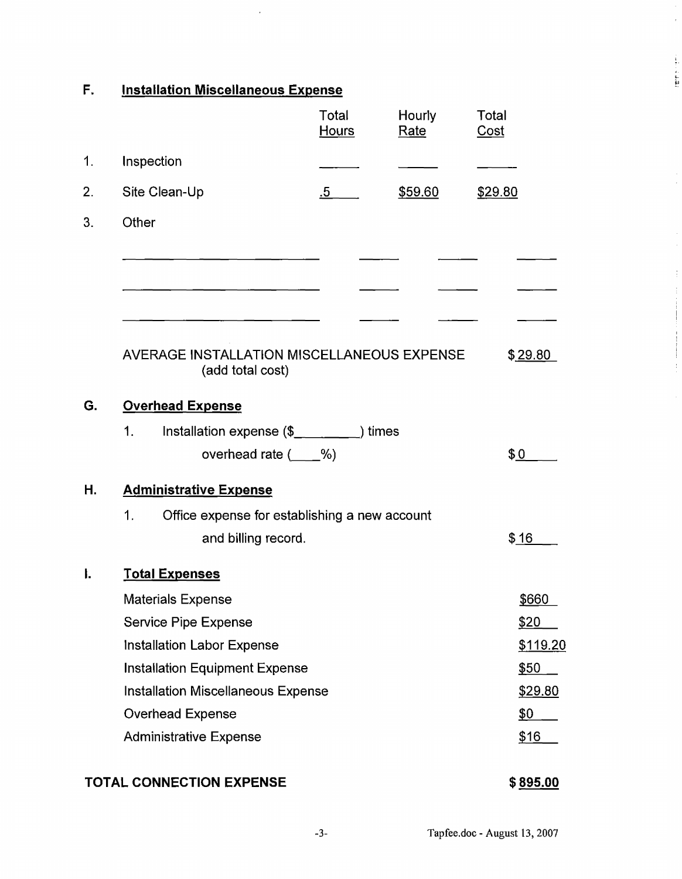## F. Installation Miscellaneous Expense

| | | Total Hours | Hourly Rate | Total Cost |
|---|---|---|---|---|
| 1. | Inspection | | | |
| 2. | Site Clean-Up | .5 | $59.60 | $29.80 |
| 3. | Other | | | |
| | | | | |
| | | | | |
| | | | | |

AVERAGE INSTALLATION MISCELLANEOUS EXPENSE (add total cost) $29.80

## G. Overhead Expense

1. Installation expense ($\_\_\_\_\_\_\_\_) times overhead rate (\_\_\_\_%) $0

## H. Administrative Expense

1. Office expense for establishing a new account and billing record. $16

## I. Total Expenses

| | |
|---|---|
| Materials Expense | $660 |
| Service Pipe Expense | $20 |
| Installation Labor Expense | $119.20 |
| Installation Equipment Expense | $50 |
| Installation Miscellaneous Expense | $29.80 |
| Overhead Expense | $0 |
| Administrative Expense | $16 |

**TOTAL CONNECTION EXPENSE** **$895.00**

Tapfee.doc - August 13, 2007